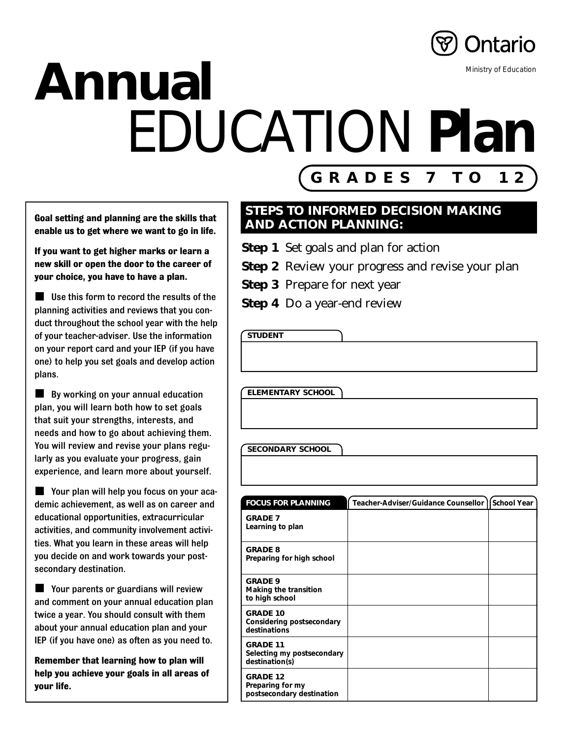Ontario

Ministry of Education

# Annual EDUCATION Plan

**GRADES 7 TO 12**

**Goal setting and planning are the skills that enable us to get where we want to go in life.**

**If you want to get higher marks or learn a new skill or open the door to the career of your choice, you have to have a plan.**

- Use this form to record the results of the planning activities and reviews that you conduct throughout the school year with the help of your teacher-adviser. Use the information on your report card and your IEP (if you have one) to help you set goals and develop action plans.

- By working on your annual education plan, you will learn both how to set goals that suit your strengths, interests, and needs and how to go about achieving them. You will review and revise your plans regularly as you evaluate your progress, gain experience, and learn more about yourself.

- Your plan will help you focus on your academic achievement, as well as on career and educational opportunities, extracurricular activities, and community involvement activities. What you learn in these areas will help you decide on and work towards your postsecondary destination.

- Your parents or guardians will review and comment on your annual education plan twice a year. You should consult with them about your annual education plan and your IEP (if you have one) as often as you need to.

**Remember that learning how to plan will help you achieve your goals in all areas of your life.**

## STEPS TO INFORMED DECISION MAKING AND ACTION PLANNING:

**Step 1** Set goals and plan for action

**Step 2** Review your progress and revise your plan

**Step 3** Prepare for next year

**Step 4** Do a year-end review

**STUDENT**

**ELEMENTARY SCHOOL**

**SECONDARY SCHOOL**

| FOCUS FOR PLANNING | Teacher-Adviser/Guidance Counsellor | School Year |
|---|---|---|
| **GRADE 7** Learning to plan | | |
| **GRADE 8** Preparing for high school | | |
| **GRADE 9** Making the transition to high school | | |
| **GRADE 10** Considering postsecondary destinations | | |
| **GRADE 11** Selecting my postsecondary destination(s) | | |
| **GRADE 12** Preparing for my postsecondary destination | | |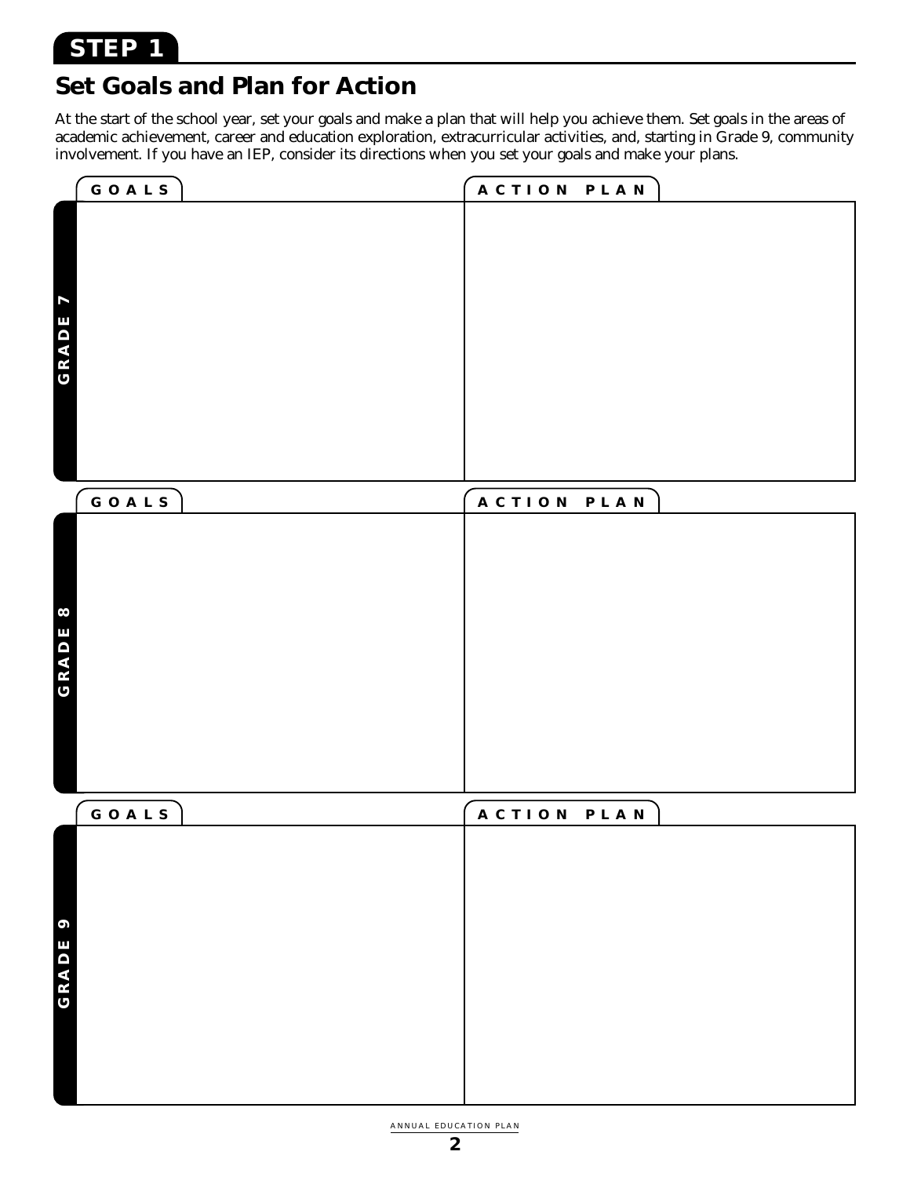**STEP 1**

## Set Goals and Plan for Action

At the start of the school year, set your goals and make a plan that will help you achieve them. Set goals in the areas of academic achievement, career and education exploration, extracurricular activities, and, starting in Grade 9, community involvement. If you have an IEP, consider its directions when you set your goals and make your plans.

| | GOALS | ACTION PLAN |
|---|---|---|
| GRADE 7 | | |
| GRADE 8 | | |
| GRADE 9 | | |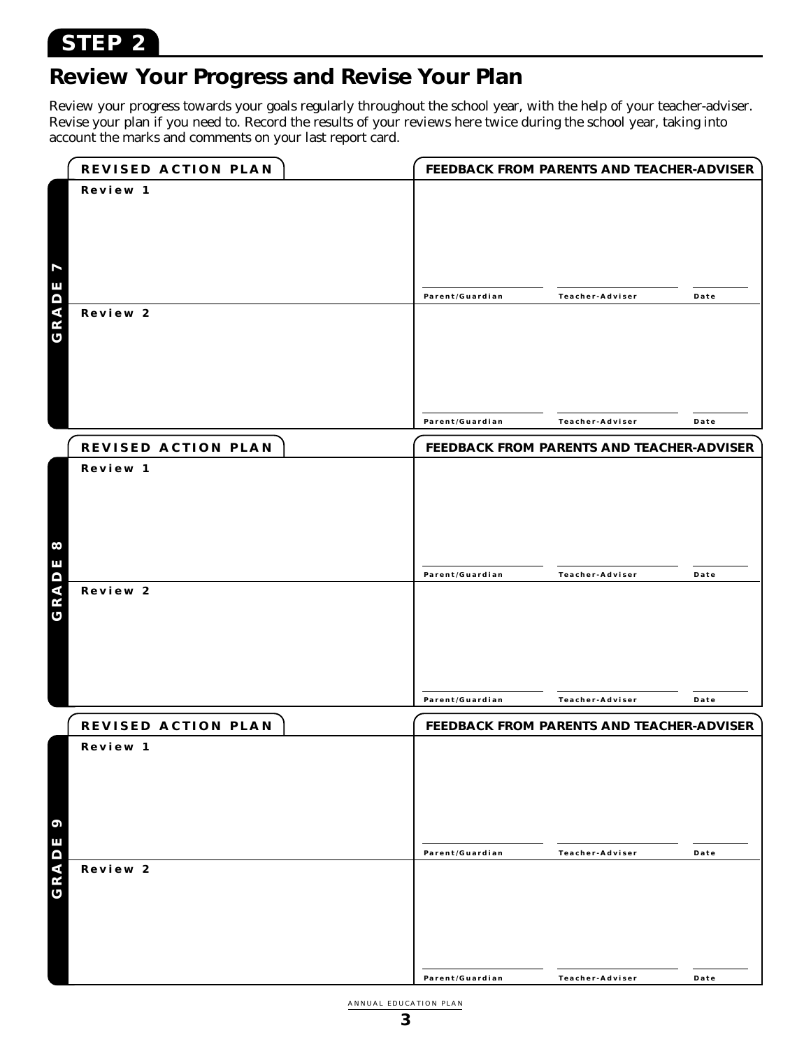# STEP 2

## Review Your Progress and Revise Your Plan

Review your progress towards your goals regularly throughout the school year, with the help of your teacher-adviser. Revise your plan if you need to. Record the results of your reviews here twice during the school year, taking into account the marks and comments on your last report card.

### GRADE 7

| REVISED ACTION PLAN | FEEDBACK FROM PARENTS AND TEACHER-ADVISER |
|---|---|
| Review 1 | Parent/Guardian \_\_\_\_\_\_ Teacher-Adviser \_\_\_\_\_\_ Date \_\_\_\_\_\_ |
| Review 2 | Parent/Guardian \_\_\_\_\_\_ Teacher-Adviser \_\_\_\_\_\_ Date \_\_\_\_\_\_ |

### GRADE 8

| REVISED ACTION PLAN | FEEDBACK FROM PARENTS AND TEACHER-ADVISER |
|---|---|
| Review 1 | Parent/Guardian \_\_\_\_\_\_ Teacher-Adviser \_\_\_\_\_\_ Date \_\_\_\_\_\_ |
| Review 2 | Parent/Guardian \_\_\_\_\_\_ Teacher-Adviser \_\_\_\_\_\_ Date \_\_\_\_\_\_ |

### GRADE 9

| REVISED ACTION PLAN | FEEDBACK FROM PARENTS AND TEACHER-ADVISER |
|---|---|
| Review 1 | Parent/Guardian \_\_\_\_\_\_ Teacher-Adviser \_\_\_\_\_\_ Date \_\_\_\_\_\_ |
| Review 2 | Parent/Guardian \_\_\_\_\_\_ Teacher-Adviser \_\_\_\_\_\_ Date \_\_\_\_\_\_ |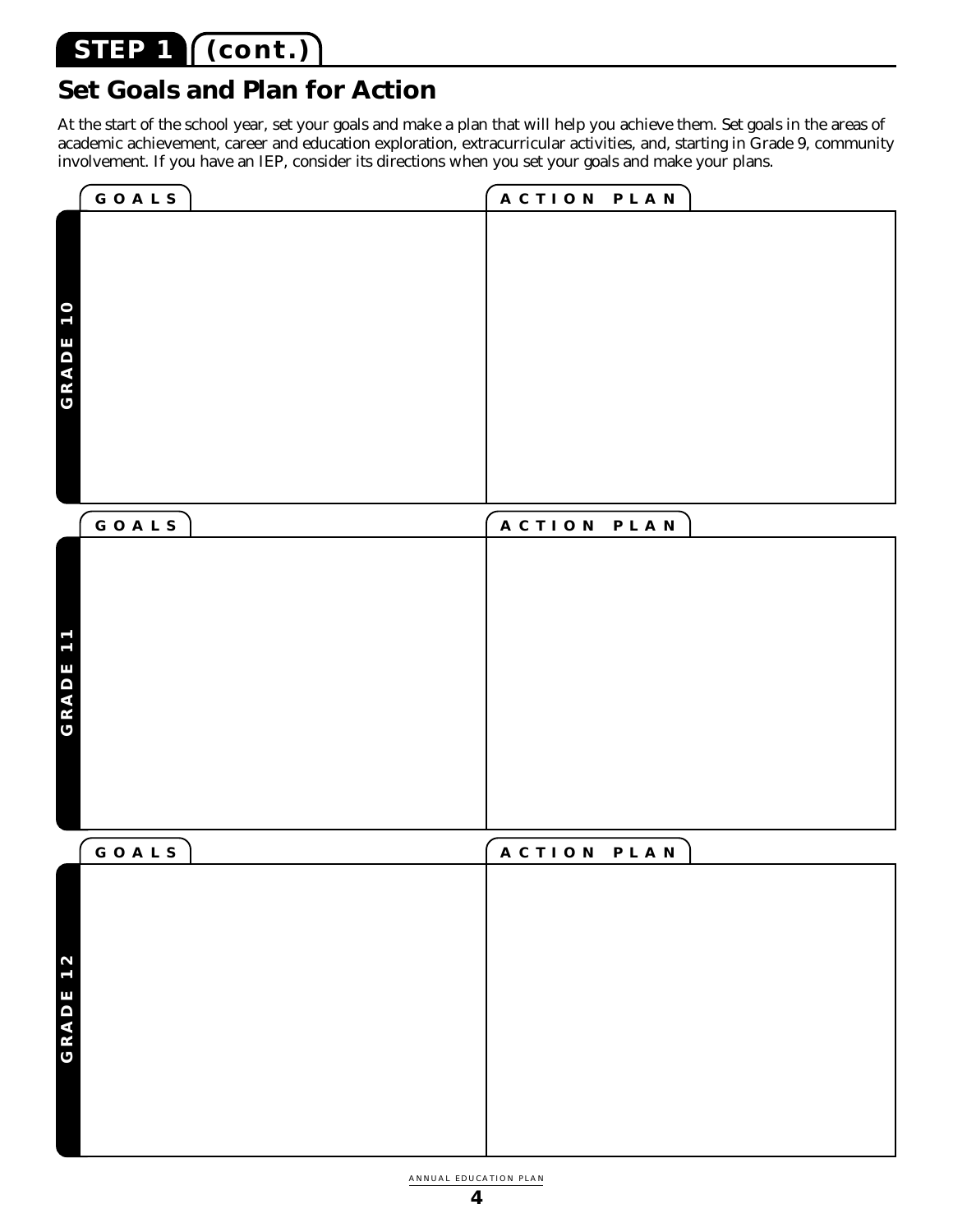## STEP 1 (cont.)

# Set Goals and Plan for Action

At the start of the school year, set your goals and make a plan that will help you achieve them. Set goals in the areas of academic achievement, career and education exploration, extracurricular activities, and, starting in Grade 9, community involvement. If you have an IEP, consider its directions when you set your goals and make your plans.

| | GOALS | ACTION PLAN |
|---|---|---|
| GRADE 10 | | |
| GRADE 11 | | |
| GRADE 12 | | |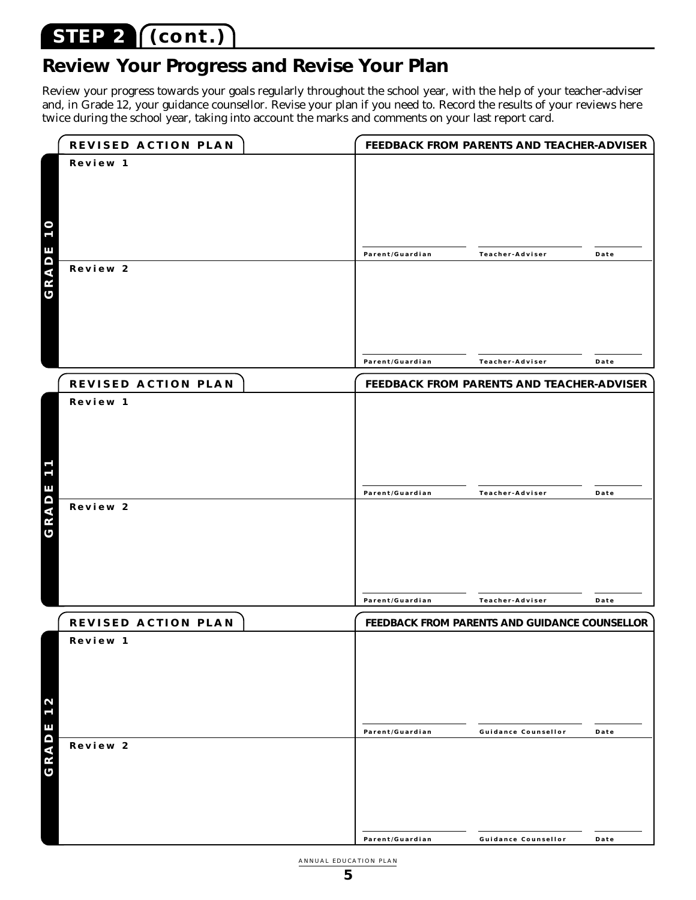**STEP 2** **(cont.)**

## Review Your Progress and Revise Your Plan

Review your progress towards your goals regularly throughout the school year, with the help of your teacher-adviser and, in Grade 12, your guidance counsellor. Revise your plan if you need to. Record the results of your reviews here twice during the school year, taking into account the marks and comments on your last report card.

### GRADE 10

| REVISED ACTION PLAN | FEEDBACK FROM PARENTS AND TEACHER-ADVISER |
| --- | --- |
| Review 1 | Parent/Guardian ____ Teacher-Adviser ____ Date ____ |
| Review 2 | Parent/Guardian ____ Teacher-Adviser ____ Date ____ |

### GRADE 11

| REVISED ACTION PLAN | FEEDBACK FROM PARENTS AND TEACHER-ADVISER |
| --- | --- |
| Review 1 | Parent/Guardian ____ Teacher-Adviser ____ Date ____ |
| Review 2 | Parent/Guardian ____ Teacher-Adviser ____ Date ____ |

### GRADE 12

| REVISED ACTION PLAN | FEEDBACK FROM PARENTS AND GUIDANCE COUNSELLOR |
| --- | --- |
| Review 1 | Parent/Guardian ____ Guidance Counsellor ____ Date ____ |
| Review 2 | Parent/Guardian ____ Guidance Counsellor ____ Date ____ |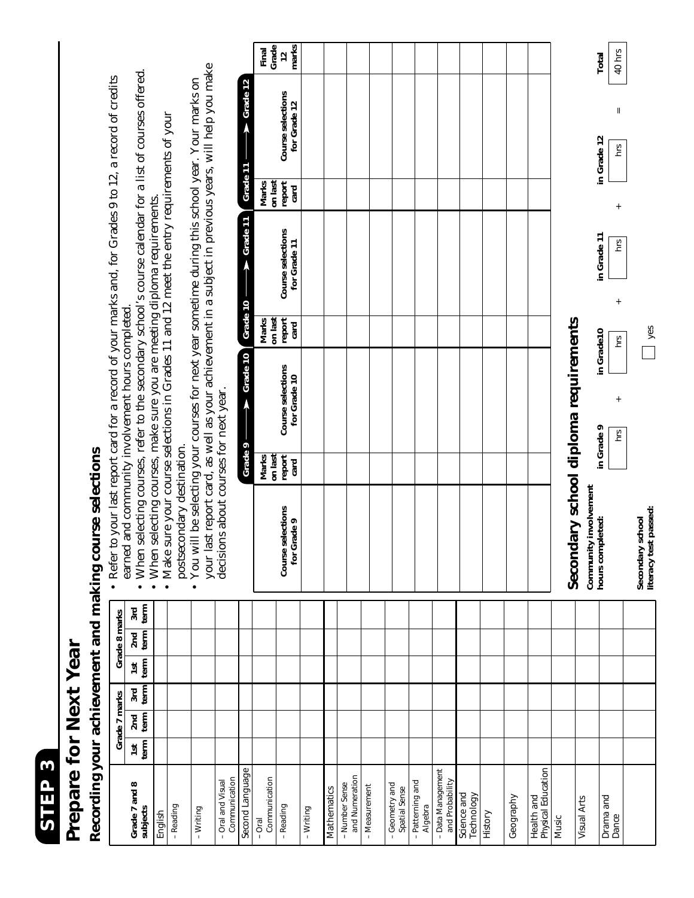# STEP 3

# Prepare for Next Year

## Recording your achievement and making course selections

| Grade 7 and 8 subjects | Grade 7 marks | | | Grade 8 marks | | |
|---|---|---|---|---|---|---|
| | 1st term | 2nd term | 3rd term | 1st term | 2nd term | 3rd term |
| English | | | | | | |
| - Reading | | | | | | |
| - Writing | | | | | | |
| - Oral and Visual Communication | | | | | | |
| Second Language | | | | | | |
| - Oral Communication | | | | | | |
| - Reading | | | | | | |
| - Writing | | | | | | |
| Mathematics | | | | | | |
| - Number Sense and Numeration | | | | | | |
| - Measurement | | | | | | |
| - Geometry and Spatial Sense | | | | | | |
| - Patterning and Algebra | | | | | | |
| - Data Management and Probability | | | | | | |
| Science and Technology | | | | | | |
| History | | | | | | |
| Geography | | | | | | |
| Health and Physical Education | | | | | | |
| Music | | | | | | |
| Visual Arts | | | | | | |
| Drama and Dance | | | | | | |

- Refer to your last report card for a record of your marks and, for Grades 9 to 12, a record of credits earned and community involvement hours completed.
- When selecting courses, refer to the secondary school's course calendar for a list of courses offered.
- When selecting courses, make sure you are meeting diploma requirements.
- Make sure your course selections in Grades 11 and 12 meet the entry requirements of your postsecondary destination.
- You will be selecting your courses for next year sometime during this school year. Your marks on your last report card, as well as your achievement in a subject in previous years, will help you make decisions about courses for next year.

| Course selections for Grade 9 | Grade 9 → Marks on last report card | Grade 10 Course selections for Grade 10 | Grade 10 → Marks on last report card | Grade 11 Course selections for Grade 11 | Grade 11 → Marks on last report card | Grade 12 Course selections for Grade 12 | Final Grade 12 marks |
|---|---|---|---|---|---|---|---|
| | | | | | | | |
| | | | | | | | |
| | | | | | | | |
| | | | | | | | |
| | | | | | | | |
| | | | | | | | |
| | | | | | | | |
| | | | | | | | |
| | | | | | | | |
| | | | | | | | |
| | | | | | | | |
| | | | | | | | |

## Secondary school diploma requirements

**Community involvement hours completed:**

| in Grade 9 | | in Grade10 | | in Grade 11 | | in Grade 12 | | Total |
|---|---|---|---|---|---|---|---|---|
| hrs | + | hrs | + | hrs | + | hrs | = | 40 hrs |

**Secondary school literacy test passed:** ☐ yes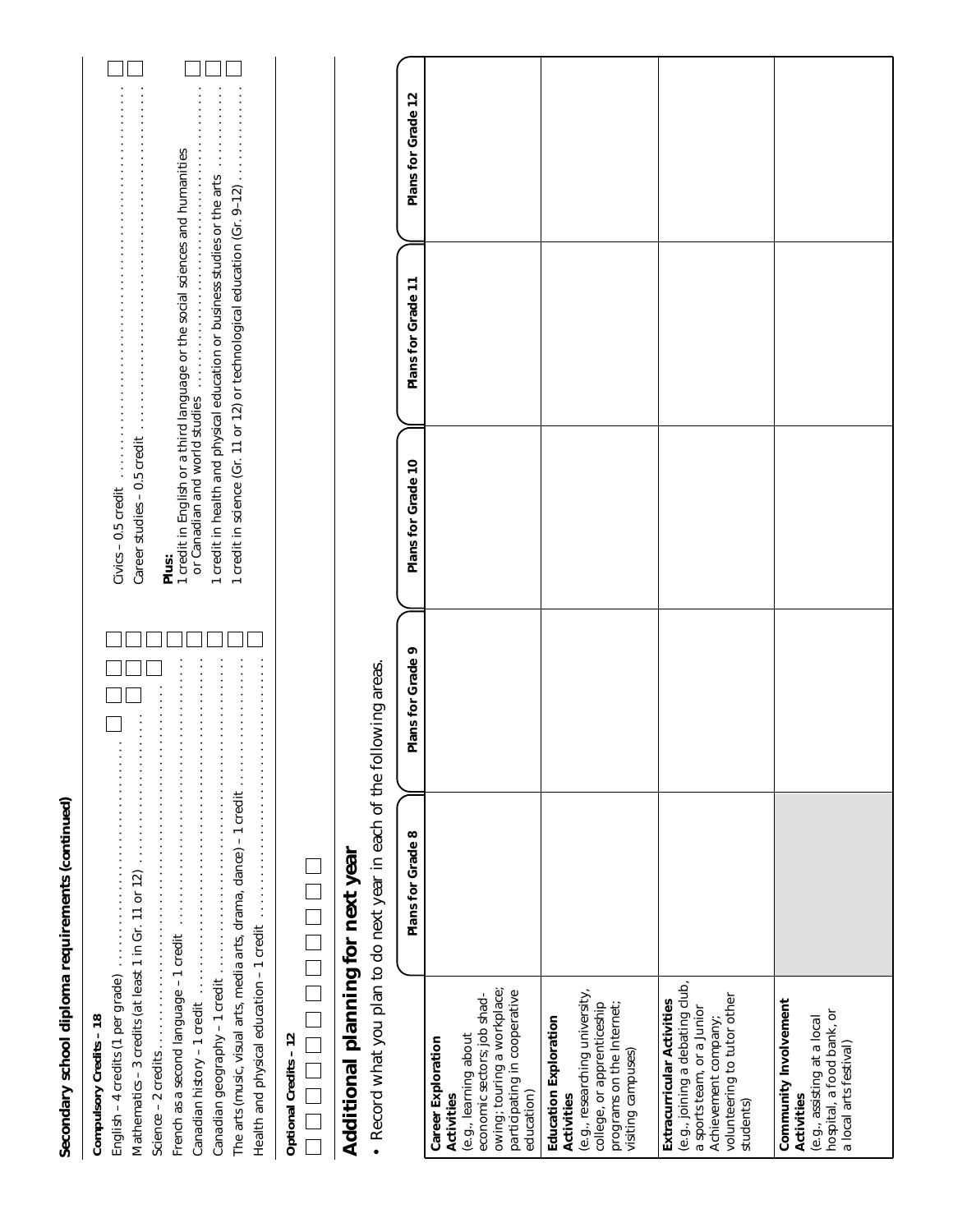## Secondary school diploma requirements (continued)

**Compulsory Credits – 18**

English – 4 credits (1 per grade) ☐ ☐ ☐ ☐

Mathematics – 3 credits (at least 1 in Gr. 11 or 12) ☐ ☐ ☐

Science – 2 credits ☐ ☐

French as a second language – 1 credit ☐

Canadian history – 1 credit ☐

Canadian geography – 1 credit ☐

The arts (music, visual arts, media arts, drama, dance) – 1 credit ☐

Health and physical education – 1 credit ☐

Civics – 0.5 credit ☐

Career studies – 0.5 credit ☐

**Plus:**

1 credit in English or a third language or the social sciences and humanities or Canadian and world studies ☐

1 credit in health and physical education or business studies or the arts ☐

1 credit in science (Gr. 11 or 12) or technological education (Gr. 9–12) ☐

**Optional Credits – 12**

☐ ☐ ☐ ☐ ☐ ☐ ☐ ☐ ☐ ☐ ☐ ☐

## Additional planning for next year

- Record what you plan to do next year in each of the following areas.

| | Plans for Grade 8 | Plans for Grade 9 | Plans for Grade 10 | Plans for Grade 11 | Plans for Grade 12 |
|---|---|---|---|---|---|
| **Career Exploration Activities** (e.g., learning about economic sectors; job shadowing; touring a workplace; participating in cooperative education) | | | | | |
| **Education Exploration Activities** (e.g., researching university, college, or apprenticeship programs on the Internet; visiting campuses) | | | | | |
| **Extracurricular Activities** (e.g., joining a debating club, a sports team, or a Junior Achievement company; volunteering to tutor other students) | | | | | |
| **Community Involvement Activities** (e.g., assisting at a local hospital, a food bank, or a local arts festival) | | | | | |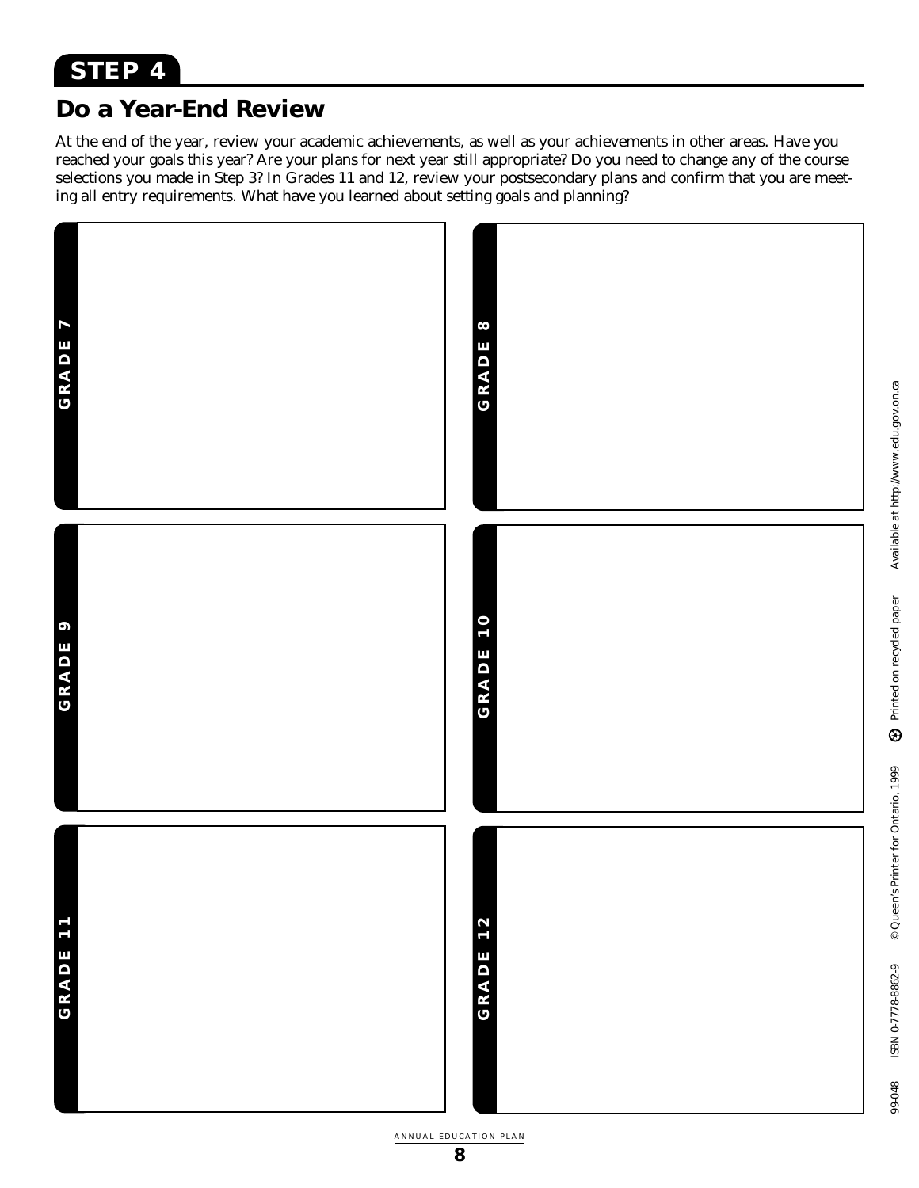**STEP 4**

## Do a Year-End Review

At the end of the year, review your academic achievements, as well as your achievements in other areas. Have you reached your goals this year? Are your plans for next year still appropriate? Do you need to change any of the course selections you made in Step 3? In Grades 11 and 12, review your postsecondary plans and confirm that you are meeting all entry requirements. What have you learned about setting goals and planning?

**GRADE 7**

**GRADE 8**

**GRADE 9**

**GRADE 10**

**GRADE 11**

**GRADE 12**

99-048 ISBN 0-7778-8862-9 © Queen's Printer for Ontario, 1999 Printed on recycled paper Available at http://www.edu.gov.on.ca